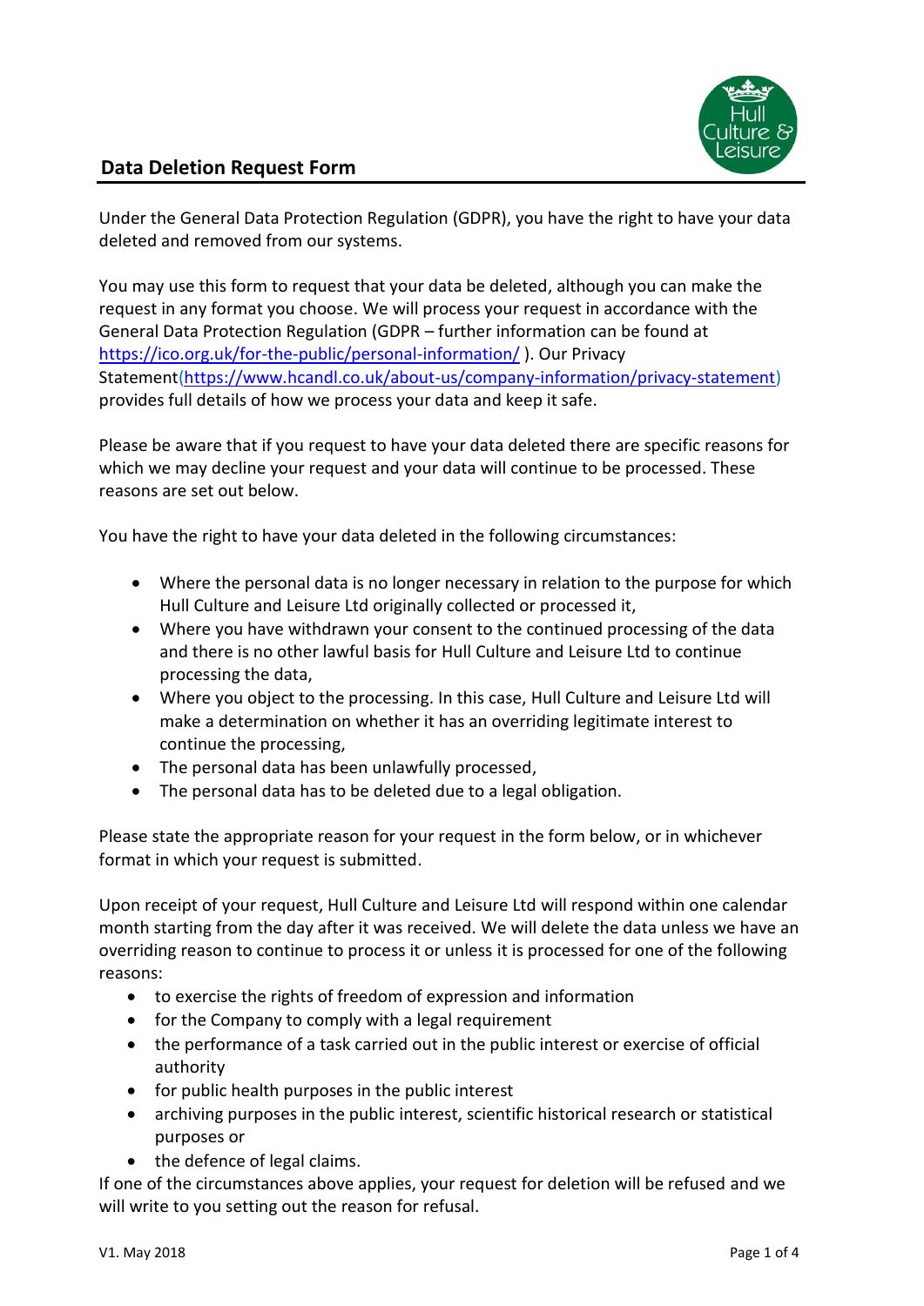## Data Deletion Request Form

Under the General Data Protection Regulation (GDPR), you have the right to have your data deleted and removed from our systems.

You may use this form to request that your data be deleted, although you can make the request in any format you choose. We will process your request in accordance with the General Data Protection Regulation (GDPR – further information can be found at https://ico.org.uk/for-the-public/personal-information/ ). Our Privacy Statement(https://www.hcandl.co.uk/about-us/company-information/privacy-statement) provides full details of how we process your data and keep it safe.

Please be aware that if you request to have your data deleted there are specific reasons for which we may decline your request and your data will continue to be processed. These reasons are set out below.

You have the right to have your data deleted in the following circumstances:

- Where the personal data is no longer necessary in relation to the purpose for which Hull Culture and Leisure Ltd originally collected or processed it,
- Where you have withdrawn your consent to the continued processing of the data and there is no other lawful basis for Hull Culture and Leisure Ltd to continue processing the data,
- Where you object to the processing. In this case, Hull Culture and Leisure Ltd will make a determination on whether it has an overriding legitimate interest to continue the processing,
- The personal data has been unlawfully processed,
- The personal data has to be deleted due to a legal obligation.

Please state the appropriate reason for your request in the form below, or in whichever format in which your request is submitted.

Upon receipt of your request, Hull Culture and Leisure Ltd will respond within one calendar month starting from the day after it was received. We will delete the data unless we have an overriding reason to continue to process it or unless it is processed for one of the following reasons:

- to exercise the rights of freedom of expression and information
- for the Company to comply with a legal requirement
- the performance of a task carried out in the public interest or exercise of official authority
- for public health purposes in the public interest
- archiving purposes in the public interest, scientific historical research or statistical purposes or
- the defence of legal claims.

If one of the circumstances above applies, your request for deletion will be refused and we will write to you setting out the reason for refusal.

V1. May 2018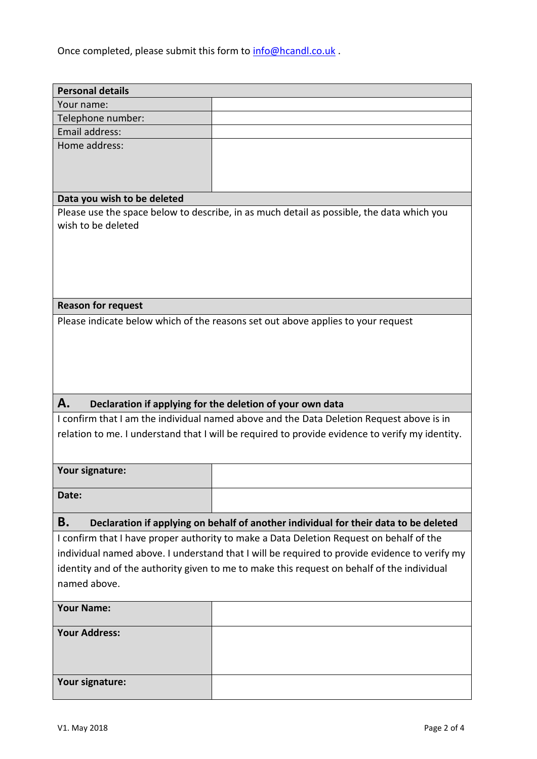Once completed, please submit this form to info@hcandl.co.uk .

| **Personal details** | |
| --- | --- |
| Your name: | |
| Telephone number: | |
| Email address: | |
| Home address: | |

| **Data you wish to be deleted** |
| --- |
| Please use the space below to describe, in as much detail as possible, the data which you wish to be deleted |

| **Reason for request** |
| --- |
| Please indicate below which of the reasons set out above applies to your request |

| **A. Declaration if applying for the deletion of your own data** | |
| --- | --- |
| I confirm that I am the individual named above and the Data Deletion Request above is in relation to me. I understand that I will be required to provide evidence to verify my identity. | |
| **Your signature:** | |
| **Date:** | |

| **B. Declaration if applying on behalf of another individual for their data to be deleted** | |
| --- | --- |
| I confirm that I have proper authority to make a Data Deletion Request on behalf of the individual named above. I understand that I will be required to provide evidence to verify my identity and of the authority given to me to make this request on behalf of the individual named above. | |
| **Your Name:** | |
| **Your Address:** | |
| **Your signature:** | |

V1. May 2018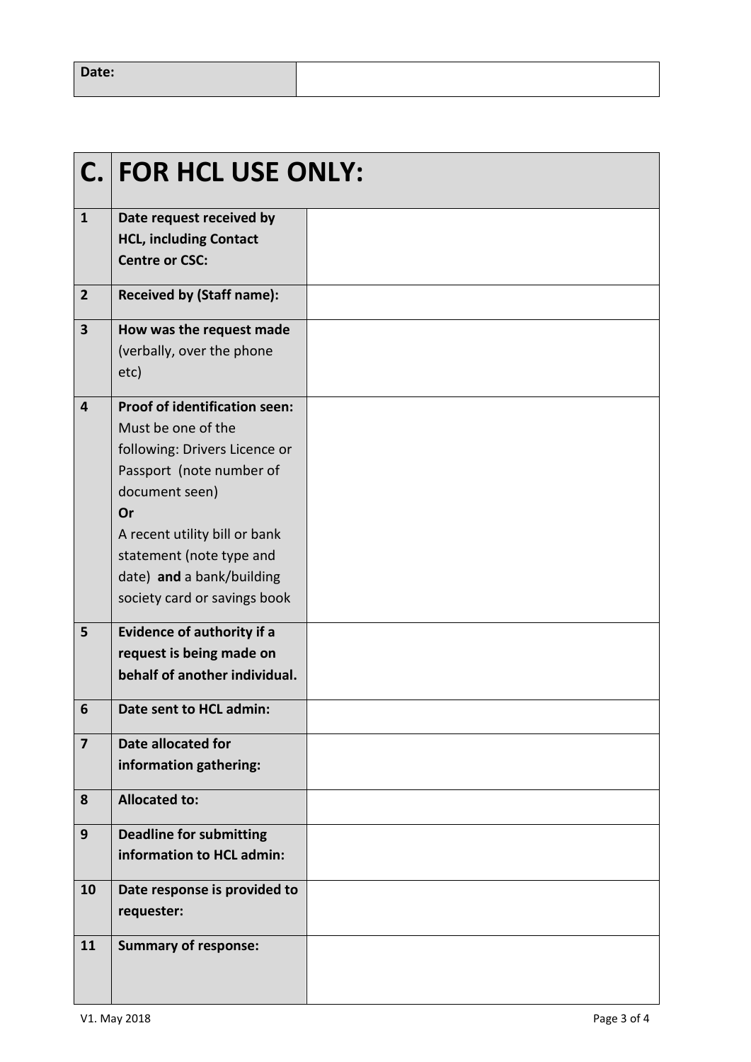| | |
|---|---|
| **Date:** | |

| **C.** | **FOR HCL USE ONLY:** | |
|---|---|---|
| **1** | **Date request received by HCL, including Contact Centre or CSC:** | |
| **2** | **Received by (Staff name):** | |
| **3** | **How was the request made** (verbally, over the phone etc) | |
| **4** | **Proof of identification seen:** Must be one of the following: Drivers Licence or Passport (note number of document seen) **Or** A recent utility bill or bank statement (note type and date) **and** a bank/building society card or savings book | |
| **5** | **Evidence of authority if a request is being made on behalf of another individual.** | |
| **6** | **Date sent to HCL admin:** | |
| **7** | **Date allocated for information gathering:** | |
| **8** | **Allocated to:** | |
| **9** | **Deadline for submitting information to HCL admin:** | |
| **10** | **Date response is provided to requester:** | |
| **11** | **Summary of response:** | |

V1. May 2018